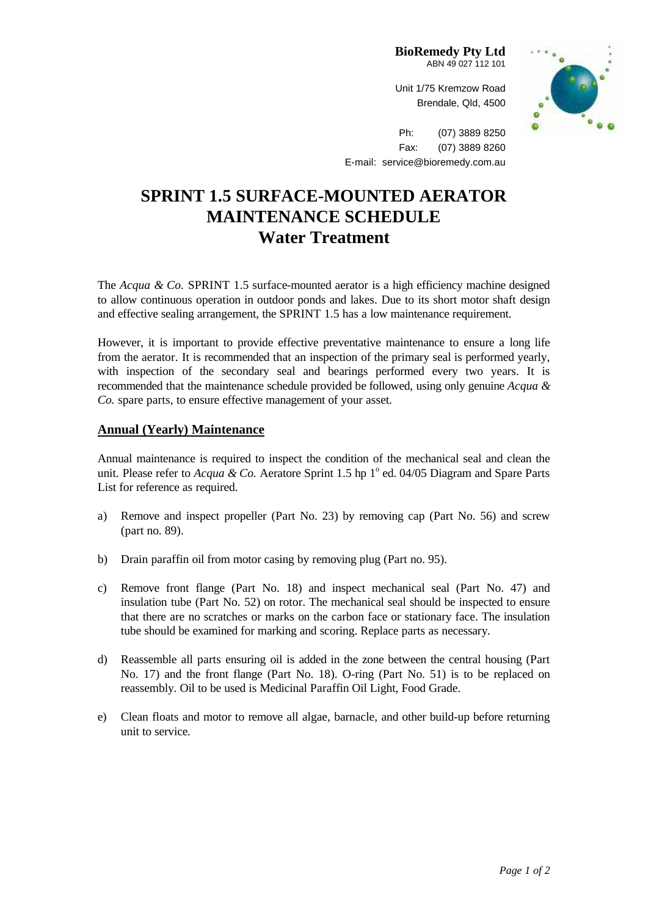**BioRemedy Pty Ltd**
ABN 49 027 112 101

Unit 1/75 Kremzow Road
Brendale, Qld, 4500

Ph: (07) 3889 8250
Fax: (07) 3889 8260
E-mail: service@bioremedy.com.au

# SPRINT 1.5 SURFACE-MOUNTED AERATOR MAINTENANCE SCHEDULE Water Treatment

The *Acqua & Co.* SPRINT 1.5 surface-mounted aerator is a high efficiency machine designed to allow continuous operation in outdoor ponds and lakes. Due to its short motor shaft design and effective sealing arrangement, the SPRINT 1.5 has a low maintenance requirement.

However, it is important to provide effective preventative maintenance to ensure a long life from the aerator. It is recommended that an inspection of the primary seal is performed yearly, with inspection of the secondary seal and bearings performed every two years. It is recommended that the maintenance schedule provided be followed, using only genuine *Acqua & Co.* spare parts, to ensure effective management of your asset.

## Annual (Yearly) Maintenance

Annual maintenance is required to inspect the condition of the mechanical seal and clean the unit. Please refer to *Acqua & Co.* Aeratore Sprint 1.5 hp 1° ed. 04/05 Diagram and Spare Parts List for reference as required.

a) Remove and inspect propeller (Part No. 23) by removing cap (Part No. 56) and screw (part no. 89).

b) Drain paraffin oil from motor casing by removing plug (Part no. 95).

c) Remove front flange (Part No. 18) and inspect mechanical seal (Part No. 47) and insulation tube (Part No. 52) on rotor. The mechanical seal should be inspected to ensure that there are no scratches or marks on the carbon face or stationary face. The insulation tube should be examined for marking and scoring. Replace parts as necessary.

d) Reassemble all parts ensuring oil is added in the zone between the central housing (Part No. 17) and the front flange (Part No. 18). O-ring (Part No. 51) is to be replaced on reassembly. Oil to be used is Medicinal Paraffin Oil Light, Food Grade.

e) Clean floats and motor to remove all algae, barnacle, and other build-up before returning unit to service.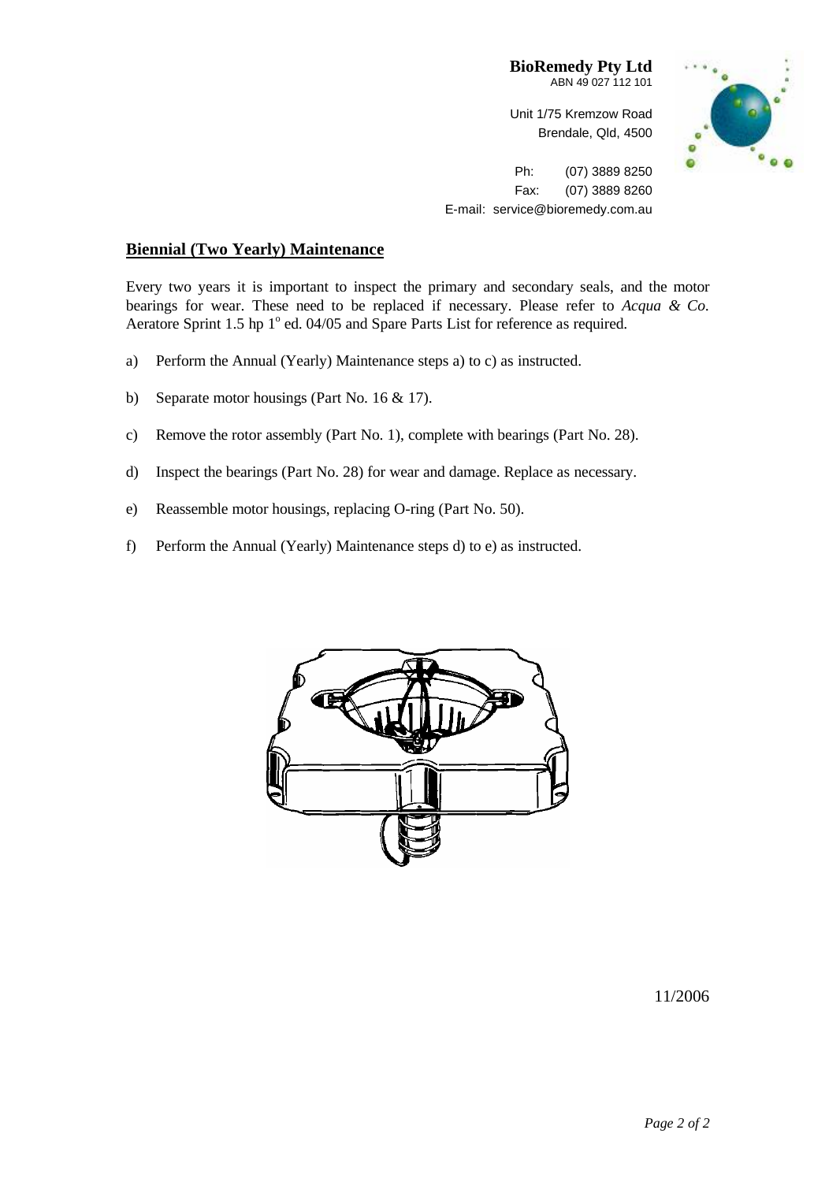**BioRemedy Pty Ltd**
ABN 49 027 112 101

Unit 1/75 Kremzow Road
Brendale, Qld, 4500

Ph: (07) 3889 8250
Fax: (07) 3889 8260
E-mail: service@bioremedy.com.au

## Biennial (Two Yearly) Maintenance

Every two years it is important to inspect the primary and secondary seals, and the motor bearings for wear. These need to be replaced if necessary. Please refer to *Acqua & Co*. Aeratore Sprint 1.5 hp 1° ed. 04/05 and Spare Parts List for reference as required.

a) Perform the Annual (Yearly) Maintenance steps a) to c) as instructed.

b) Separate motor housings (Part No. 16 & 17).

c) Remove the rotor assembly (Part No. 1), complete with bearings (Part No. 28).

d) Inspect the bearings (Part No. 28) for wear and damage. Replace as necessary.

e) Reassemble motor housings, replacing O-ring (Part No. 50).

f) Perform the Annual (Yearly) Maintenance steps d) to e) as instructed.

11/2006